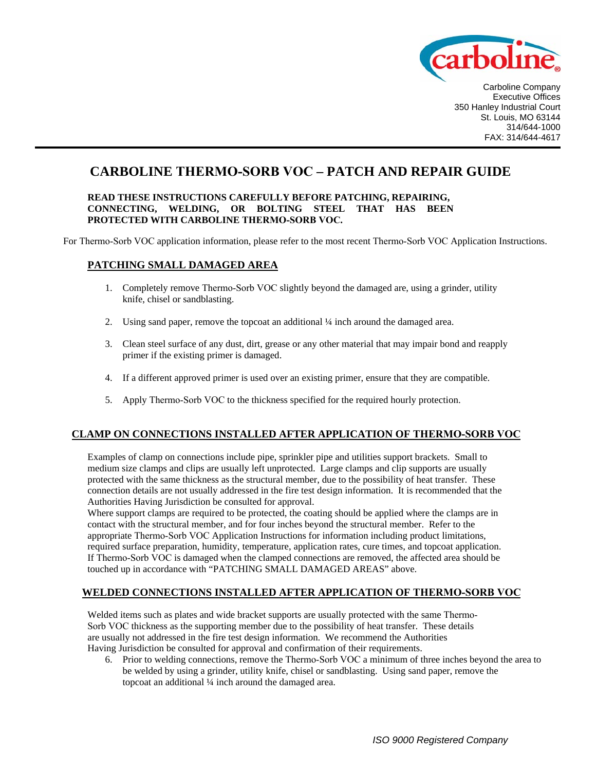Carboline Company
Executive Offices
350 Hanley Industrial Court
St. Louis, MO 63144
314/644-1000
FAX: 314/644-4617

# CARBOLINE THERMO-SORB VOC – PATCH AND REPAIR GUIDE

**READ THESE INSTRUCTIONS CAREFULLY BEFORE PATCHING, REPAIRING, CONNECTING, WELDING, OR BOLTING STEEL THAT HAS BEEN PROTECTED WITH CARBOLINE THERMO-SORB VOC.**

For Thermo-Sorb VOC application information, please refer to the most recent Thermo-Sorb VOC Application Instructions.

## PATCHING SMALL DAMAGED AREA

1. Completely remove Thermo-Sorb VOC slightly beyond the damaged are, using a grinder, utility knife, chisel or sandblasting.
2. Using sand paper, remove the topcoat an additional ¼ inch around the damaged area.
3. Clean steel surface of any dust, dirt, grease or any other material that may impair bond and reapply primer if the existing primer is damaged.
4. If a different approved primer is used over an existing primer, ensure that they are compatible.
5. Apply Thermo-Sorb VOC to the thickness specified for the required hourly protection.

## CLAMP ON CONNECTIONS INSTALLED AFTER APPLICATION OF THERMO-SORB VOC

Examples of clamp on connections include pipe, sprinkler pipe and utilities support brackets. Small to medium size clamps and clips are usually left unprotected. Large clamps and clip supports are usually protected with the same thickness as the structural member, due to the possibility of heat transfer. These connection details are not usually addressed in the fire test design information. It is recommended that the Authorities Having Jurisdiction be consulted for approval.

Where support clamps are required to be protected, the coating should be applied where the clamps are in contact with the structural member, and for four inches beyond the structural member. Refer to the appropriate Thermo-Sorb VOC Application Instructions for information including product limitations, required surface preparation, humidity, temperature, application rates, cure times, and topcoat application. If Thermo-Sorb VOC is damaged when the clamped connections are removed, the affected area should be touched up in accordance with "PATCHING SMALL DAMAGED AREAS" above.

## WELDED CONNECTIONS INSTALLED AFTER APPLICATION OF THERMO-SORB VOC

Welded items such as plates and wide bracket supports are usually protected with the same Thermo-Sorb VOC thickness as the supporting member due to the possibility of heat transfer. These details are usually not addressed in the fire test design information. We recommend the Authorities Having Jurisdiction be consulted for approval and confirmation of their requirements.

6. Prior to welding connections, remove the Thermo-Sorb VOC a minimum of three inches beyond the area to be welded by using a grinder, utility knife, chisel or sandblasting. Using sand paper, remove the topcoat an additional ¼ inch around the damaged area.

*ISO 9000 Registered Company*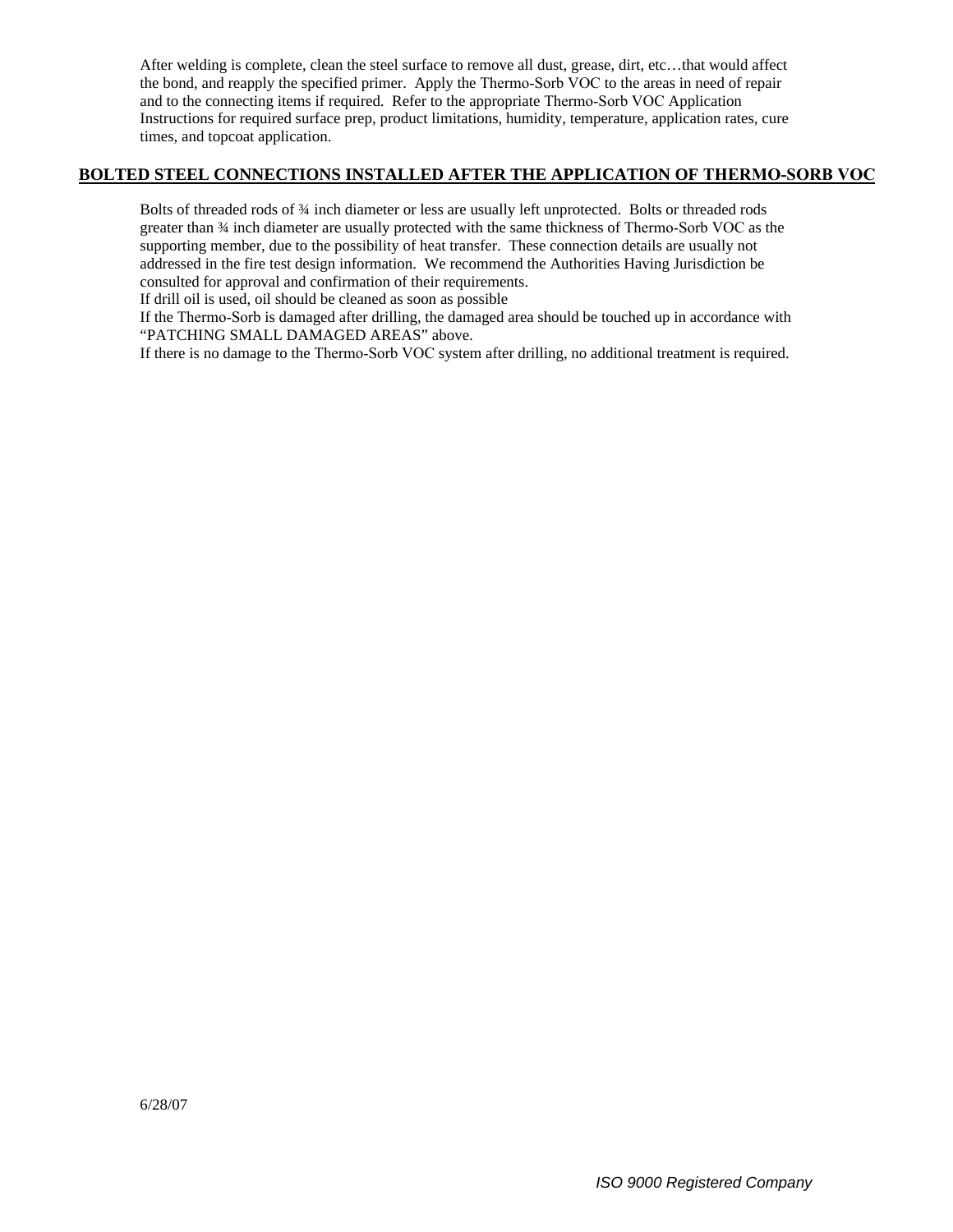After welding is complete, clean the steel surface to remove all dust, grease, dirt, etc…that would affect the bond, and reapply the specified primer. Apply the Thermo-Sorb VOC to the areas in need of repair and to the connecting items if required. Refer to the appropriate Thermo-Sorb VOC Application Instructions for required surface prep, product limitations, humidity, temperature, application rates, cure times, and topcoat application.

## BOLTED STEEL CONNECTIONS INSTALLED AFTER THE APPLICATION OF THERMO-SORB VOC

Bolts of threaded rods of ¾ inch diameter or less are usually left unprotected. Bolts or threaded rods greater than ¾ inch diameter are usually protected with the same thickness of Thermo-Sorb VOC as the supporting member, due to the possibility of heat transfer. These connection details are usually not addressed in the fire test design information. We recommend the Authorities Having Jurisdiction be consulted for approval and confirmation of their requirements.

If drill oil is used, oil should be cleaned as soon as possible

If the Thermo-Sorb is damaged after drilling, the damaged area should be touched up in accordance with "PATCHING SMALL DAMAGED AREAS" above.

If there is no damage to the Thermo-Sorb VOC system after drilling, no additional treatment is required.

6/28/07

*ISO 9000 Registered Company*